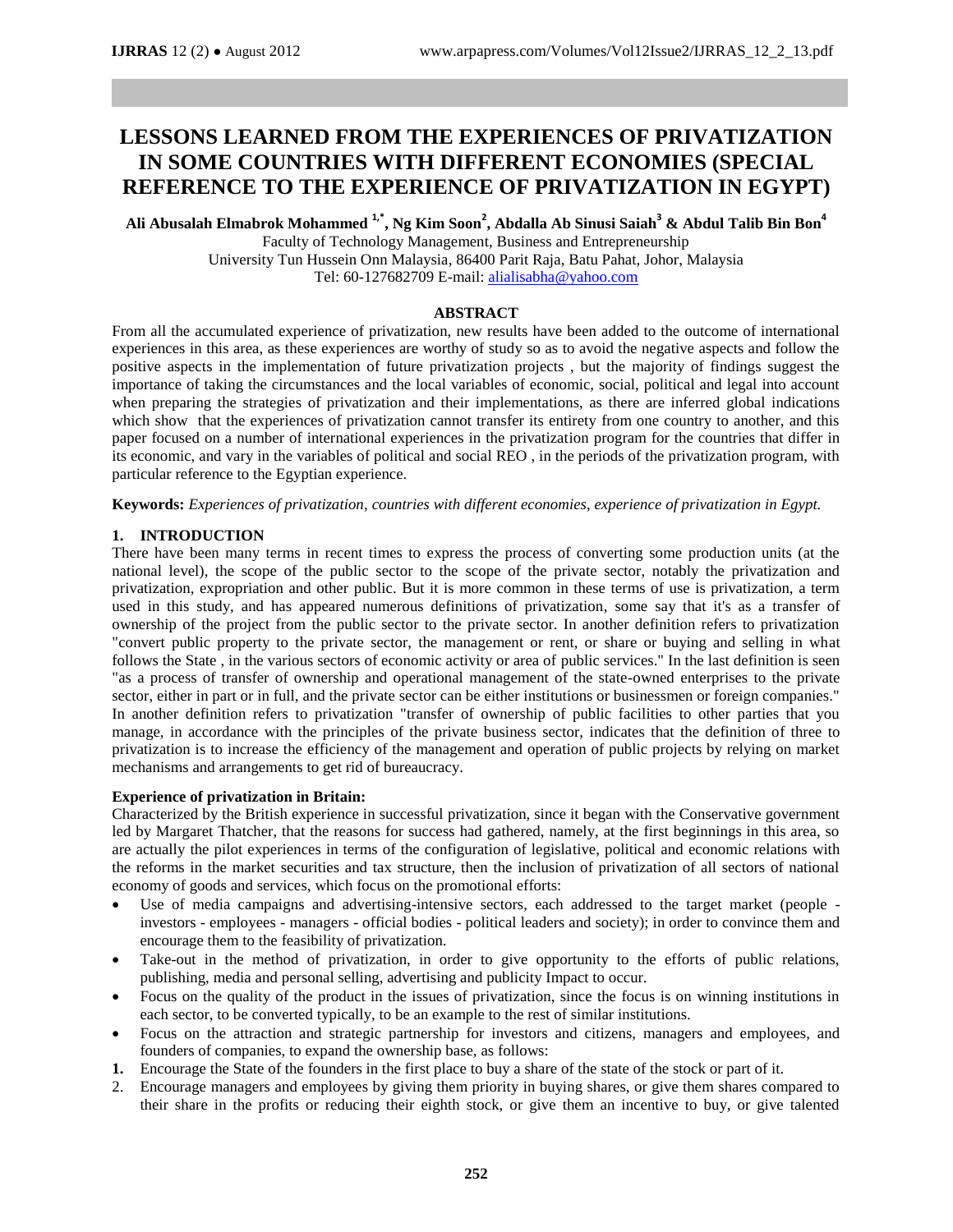# LESSONS LEARNED FROM THE EXPERIENCES OF PRIVATIZATION IN SOME COUNTRIES WITH DIFFERENT ECONOMIES (SPECIAL REFERENCE TO THE EXPERIENCE OF PRIVATIZATION IN EGYPT)

**Ali Abusalah Elmabrok Mohammed [1,*], Ng Kim Soon[2], Abdalla Ab Sinusi Saiah[3] & Abdul Talib Bin Bon[4]**

Faculty of Technology Management, Business and Entrepreneurship
University Tun Hussein Onn Malaysia, 86400 Parit Raja, Batu Pahat, Johor, Malaysia
Tel: 60-127682709 E-mail: alialisabha@yahoo.com

## ABSTRACT

From all the accumulated experience of privatization, new results have been added to the outcome of international experiences in this area, as these experiences are worthy of study so as to avoid the negative aspects and follow the positive aspects in the implementation of future privatization projects , but the majority of findings suggest the importance of taking the circumstances and the local variables of economic, social, political and legal into account when preparing the strategies of privatization and their implementations, as there are inferred global indications which show that the experiences of privatization cannot transfer its entirety from one country to another, and this paper focused on a number of international experiences in the privatization program for the countries that differ in its economic, and vary in the variables of political and social REO , in the periods of the privatization program, with particular reference to the Egyptian experience.

**Keywords:** *Experiences of privatization, countries with different economies, experience of privatization in Egypt.*

## 1. INTRODUCTION

There have been many terms in recent times to express the process of converting some production units (at the national level), the scope of the public sector to the scope of the private sector, notably the privatization and privatization, expropriation and other public. But it is more common in these terms of use is privatization, a term used in this study, and has appeared numerous definitions of privatization, some say that it's as a transfer of ownership of the project from the public sector to the private sector. In another definition refers to privatization "convert public property to the private sector, the management or rent, or share or buying and selling in what follows the State , in the various sectors of economic activity or area of public services." In the last definition is seen "as a process of transfer of ownership and operational management of the state-owned enterprises to the private sector, either in part or in full, and the private sector can be either institutions or businessmen or foreign companies." In another definition refers to privatization "transfer of ownership of public facilities to other parties that you manage, in accordance with the principles of the private business sector, indicates that the definition of three to privatization is to increase the efficiency of the management and operation of public projects by relying on market mechanisms and arrangements to get rid of bureaucracy.

**Experience of privatization in Britain:**

Characterized by the British experience in successful privatization, since it began with the Conservative government led by Margaret Thatcher, that the reasons for success had gathered, namely, at the first beginnings in this area, so are actually the pilot experiences in terms of the configuration of legislative, political and economic relations with the reforms in the market securities and tax structure, then the inclusion of privatization of all sectors of national economy of goods and services, which focus on the promotional efforts:

- Use of media campaigns and advertising-intensive sectors, each addressed to the target market (people - investors - employees - managers - official bodies - political leaders and society); in order to convince them and encourage them to the feasibility of privatization.
- Take-out in the method of privatization, in order to give opportunity to the efforts of public relations, publishing, media and personal selling, advertising and publicity Impact to occur.
- Focus on the quality of the product in the issues of privatization, since the focus is on winning institutions in each sector, to be converted typically, to be an example to the rest of similar institutions.
- Focus on the attraction and strategic partnership for investors and citizens, managers and employees, and founders of companies, to expand the ownership base, as follows:

1. Encourage the State of the founders in the first place to buy a share of the state of the stock or part of it.
2. Encourage managers and employees by giving them priority in buying shares, or give them shares compared to their share in the profits or reducing their eighth stock, or give them an incentive to buy, or give talented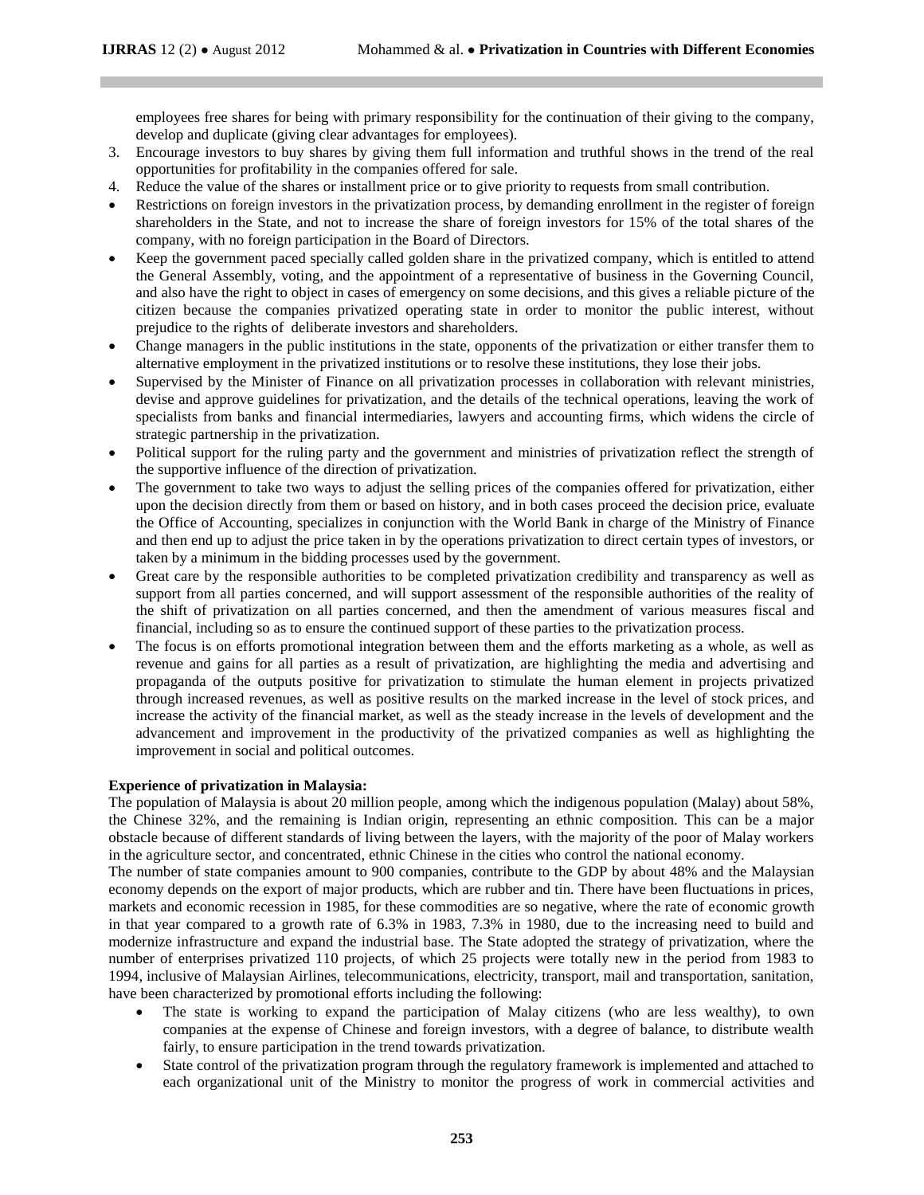employees free shares for being with primary responsibility for the continuation of their giving to the company, develop and duplicate (giving clear advantages for employees).

3. Encourage investors to buy shares by giving them full information and truthful shows in the trend of the real opportunities for profitability in the companies offered for sale.
4. Reduce the value of the shares or installment price or to give priority to requests from small contribution.

- Restrictions on foreign investors in the privatization process, by demanding enrollment in the register of foreign shareholders in the State, and not to increase the share of foreign investors for 15% of the total shares of the company, with no foreign participation in the Board of Directors.
- Keep the government paced specially called golden share in the privatized company, which is entitled to attend the General Assembly, voting, and the appointment of a representative of business in the Governing Council, and also have the right to object in cases of emergency on some decisions, and this gives a reliable picture of the citizen because the companies privatized operating state in order to monitor the public interest, without prejudice to the rights of deliberate investors and shareholders.
- Change managers in the public institutions in the state, opponents of the privatization or either transfer them to alternative employment in the privatized institutions or to resolve these institutions, they lose their jobs.
- Supervised by the Minister of Finance on all privatization processes in collaboration with relevant ministries, devise and approve guidelines for privatization, and the details of the technical operations, leaving the work of specialists from banks and financial intermediaries, lawyers and accounting firms, which widens the circle of strategic partnership in the privatization.
- Political support for the ruling party and the government and ministries of privatization reflect the strength of the supportive influence of the direction of privatization.
- The government to take two ways to adjust the selling prices of the companies offered for privatization, either upon the decision directly from them or based on history, and in both cases proceed the decision price, evaluate the Office of Accounting, specializes in conjunction with the World Bank in charge of the Ministry of Finance and then end up to adjust the price taken in by the operations privatization to direct certain types of investors, or taken by a minimum in the bidding processes used by the government.
- Great care by the responsible authorities to be completed privatization credibility and transparency as well as support from all parties concerned, and will support assessment of the responsible authorities of the reality of the shift of privatization on all parties concerned, and then the amendment of various measures fiscal and financial, including so as to ensure the continued support of these parties to the privatization process.
- The focus is on efforts promotional integration between them and the efforts marketing as a whole, as well as revenue and gains for all parties as a result of privatization, are highlighting the media and advertising and propaganda of the outputs positive for privatization to stimulate the human element in projects privatized through increased revenues, as well as positive results on the marked increase in the level of stock prices, and increase the activity of the financial market, as well as the steady increase in the levels of development and the advancement and improvement in the productivity of the privatized companies as well as highlighting the improvement in social and political outcomes.

**Experience of privatization in Malaysia:**

The population of Malaysia is about 20 million people, among which the indigenous population (Malay) about 58%, the Chinese 32%, and the remaining is Indian origin, representing an ethnic composition. This can be a major obstacle because of different standards of living between the layers, with the majority of the poor of Malay workers in the agriculture sector, and concentrated, ethnic Chinese in the cities who control the national economy.

The number of state companies amount to 900 companies, contribute to the GDP by about 48% and the Malaysian economy depends on the export of major products, which are rubber and tin. There have been fluctuations in prices, markets and economic recession in 1985, for these commodities are so negative, where the rate of economic growth in that year compared to a growth rate of 6.3% in 1983, 7.3% in 1980, due to the increasing need to build and modernize infrastructure and expand the industrial base. The State adopted the strategy of privatization, where the number of enterprises privatized 110 projects, of which 25 projects were totally new in the period from 1983 to 1994, inclusive of Malaysian Airlines, telecommunications, electricity, transport, mail and transportation, sanitation, have been characterized by promotional efforts including the following:

- The state is working to expand the participation of Malay citizens (who are less wealthy), to own companies at the expense of Chinese and foreign investors, with a degree of balance, to distribute wealth fairly, to ensure participation in the trend towards privatization.
- State control of the privatization program through the regulatory framework is implemented and attached to each organizational unit of the Ministry to monitor the progress of work in commercial activities and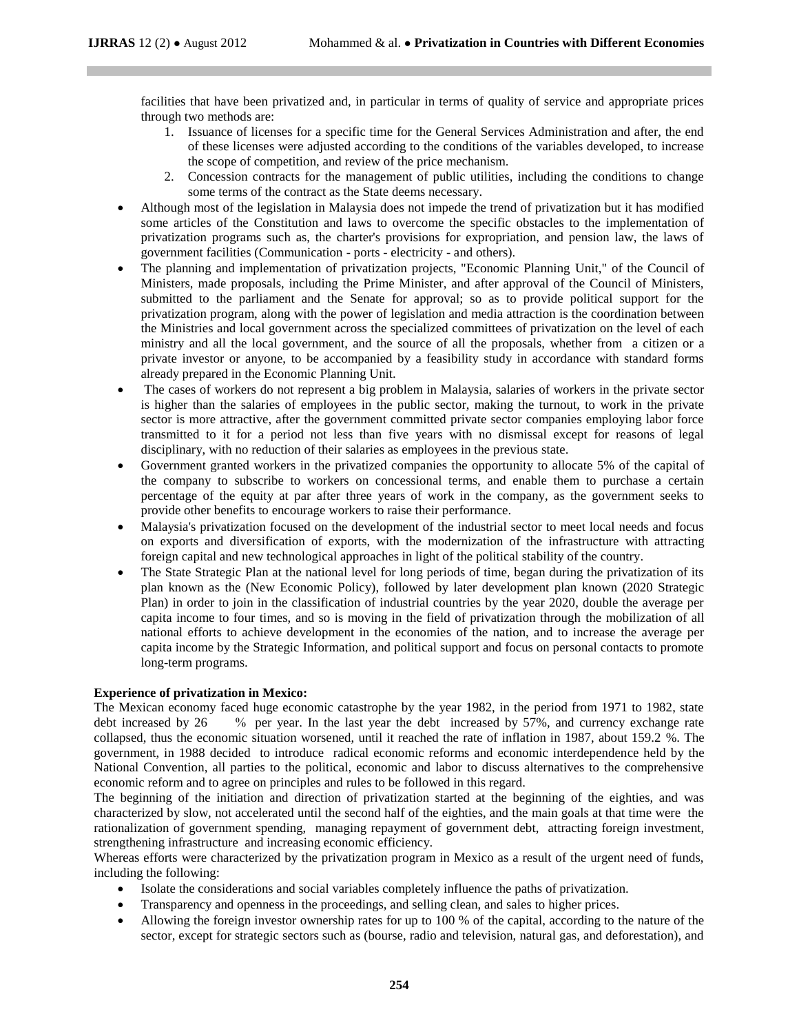facilities that have been privatized and, in particular in terms of quality of service and appropriate prices through two methods are:

1. Issuance of licenses for a specific time for the General Services Administration and after, the end of these licenses were adjusted according to the conditions of the variables developed, to increase the scope of competition, and review of the price mechanism.
2. Concession contracts for the management of public utilities, including the conditions to change some terms of the contract as the State deems necessary.

- Although most of the legislation in Malaysia does not impede the trend of privatization but it has modified some articles of the Constitution and laws to overcome the specific obstacles to the implementation of privatization programs such as, the charter's provisions for expropriation, and pension law, the laws of government facilities (Communication - ports - electricity - and others).
- The planning and implementation of privatization projects, "Economic Planning Unit," of the Council of Ministers, made proposals, including the Prime Minister, and after approval of the Council of Ministers, submitted to the parliament and the Senate for approval; so as to provide political support for the privatization program, along with the power of legislation and media attraction is the coordination between the Ministries and local government across the specialized committees of privatization on the level of each ministry and all the local government, and the source of all the proposals, whether from a citizen or a private investor or anyone, to be accompanied by a feasibility study in accordance with standard forms already prepared in the Economic Planning Unit.
- The cases of workers do not represent a big problem in Malaysia, salaries of workers in the private sector is higher than the salaries of employees in the public sector, making the turnout, to work in the private sector is more attractive, after the government committed private sector companies employing labor force transmitted to it for a period not less than five years with no dismissal except for reasons of legal disciplinary, with no reduction of their salaries as employees in the previous state.
- Government granted workers in the privatized companies the opportunity to allocate 5% of the capital of the company to subscribe to workers on concessional terms, and enable them to purchase a certain percentage of the equity at par after three years of work in the company, as the government seeks to provide other benefits to encourage workers to raise their performance.
- Malaysia's privatization focused on the development of the industrial sector to meet local needs and focus on exports and diversification of exports, with the modernization of the infrastructure with attracting foreign capital and new technological approaches in light of the political stability of the country.
- The State Strategic Plan at the national level for long periods of time, began during the privatization of its plan known as the (New Economic Policy), followed by later development plan known (2020 Strategic Plan) in order to join in the classification of industrial countries by the year 2020, double the average per capita income to four times, and so is moving in the field of privatization through the mobilization of all national efforts to achieve development in the economies of the nation, and to increase the average per capita income by the Strategic Information, and political support and focus on personal contacts to promote long-term programs.

**Experience of privatization in Mexico:**

The Mexican economy faced huge economic catastrophe by the year 1982, in the period from 1971 to 1982, state debt increased by 26 % per year. In the last year the debt increased by 57%, and currency exchange rate collapsed, thus the economic situation worsened, until it reached the rate of inflation in 1987, about 159.2 %. The government, in 1988 decided to introduce radical economic reforms and economic interdependence held by the National Convention, all parties to the political, economic and labor to discuss alternatives to the comprehensive economic reform and to agree on principles and rules to be followed in this regard.

The beginning of the initiation and direction of privatization started at the beginning of the eighties, and was characterized by slow, not accelerated until the second half of the eighties, and the main goals at that time were the rationalization of government spending, managing repayment of government debt, attracting foreign investment, strengthening infrastructure and increasing economic efficiency.

Whereas efforts were characterized by the privatization program in Mexico as a result of the urgent need of funds, including the following:

- Isolate the considerations and social variables completely influence the paths of privatization.
- Transparency and openness in the proceedings, and selling clean, and sales to higher prices.
- Allowing the foreign investor ownership rates for up to 100 % of the capital, according to the nature of the sector, except for strategic sectors such as (bourse, radio and television, natural gas, and deforestation), and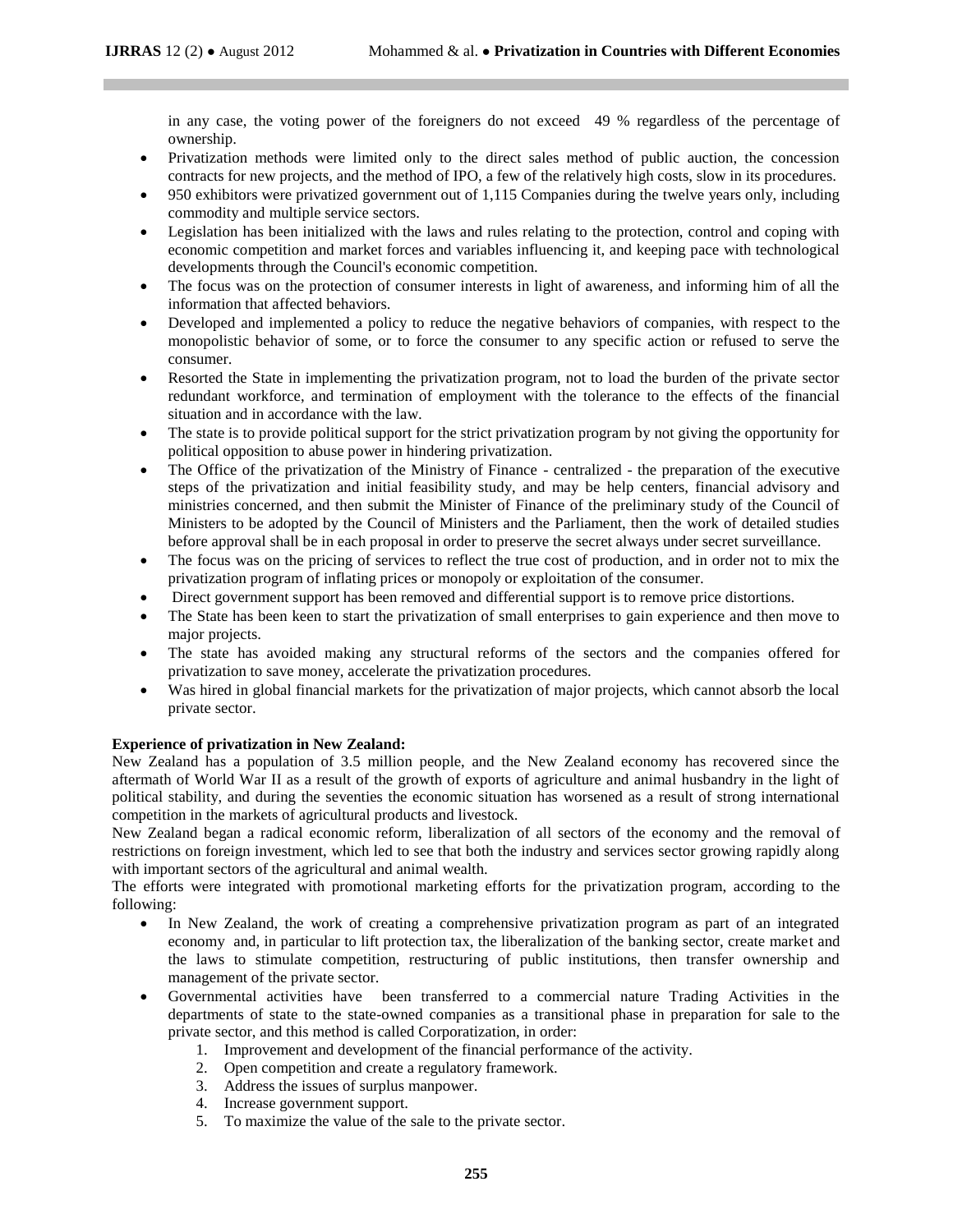in any case, the voting power of the foreigners do not exceed 49 % regardless of the percentage of ownership.

- Privatization methods were limited only to the direct sales method of public auction, the concession contracts for new projects, and the method of IPO, a few of the relatively high costs, slow in its procedures.
- 950 exhibitors were privatized government out of 1,115 Companies during the twelve years only, including commodity and multiple service sectors.
- Legislation has been initialized with the laws and rules relating to the protection, control and coping with economic competition and market forces and variables influencing it, and keeping pace with technological developments through the Council's economic competition.
- The focus was on the protection of consumer interests in light of awareness, and informing him of all the information that affected behaviors.
- Developed and implemented a policy to reduce the negative behaviors of companies, with respect to the monopolistic behavior of some, or to force the consumer to any specific action or refused to serve the consumer.
- Resorted the State in implementing the privatization program, not to load the burden of the private sector redundant workforce, and termination of employment with the tolerance to the effects of the financial situation and in accordance with the law.
- The state is to provide political support for the strict privatization program by not giving the opportunity for political opposition to abuse power in hindering privatization.
- The Office of the privatization of the Ministry of Finance - centralized - the preparation of the executive steps of the privatization and initial feasibility study, and may be help centers, financial advisory and ministries concerned, and then submit the Minister of Finance of the preliminary study of the Council of Ministers to be adopted by the Council of Ministers and the Parliament, then the work of detailed studies before approval shall be in each proposal in order to preserve the secret always under secret surveillance.
- The focus was on the pricing of services to reflect the true cost of production, and in order not to mix the privatization program of inflating prices or monopoly or exploitation of the consumer.
- Direct government support has been removed and differential support is to remove price distortions.
- The State has been keen to start the privatization of small enterprises to gain experience and then move to major projects.
- The state has avoided making any structural reforms of the sectors and the companies offered for privatization to save money, accelerate the privatization procedures.
- Was hired in global financial markets for the privatization of major projects, which cannot absorb the local private sector.

**Experience of privatization in New Zealand:**

New Zealand has a population of 3.5 million people, and the New Zealand economy has recovered since the aftermath of World War II as a result of the growth of exports of agriculture and animal husbandry in the light of political stability, and during the seventies the economic situation has worsened as a result of strong international competition in the markets of agricultural products and livestock.

New Zealand began a radical economic reform, liberalization of all sectors of the economy and the removal of restrictions on foreign investment, which led to see that both the industry and services sector growing rapidly along with important sectors of the agricultural and animal wealth.

The efforts were integrated with promotional marketing efforts for the privatization program, according to the following:

- In New Zealand, the work of creating a comprehensive privatization program as part of an integrated economy and, in particular to lift protection tax, the liberalization of the banking sector, create market and the laws to stimulate competition, restructuring of public institutions, then transfer ownership and management of the private sector.
- Governmental activities have been transferred to a commercial nature Trading Activities in the departments of state to the state-owned companies as a transitional phase in preparation for sale to the private sector, and this method is called Corporatization, in order:
    1. Improvement and development of the financial performance of the activity.
    2. Open competition and create a regulatory framework.
    3. Address the issues of surplus manpower.
    4. Increase government support.
    5. To maximize the value of the sale to the private sector.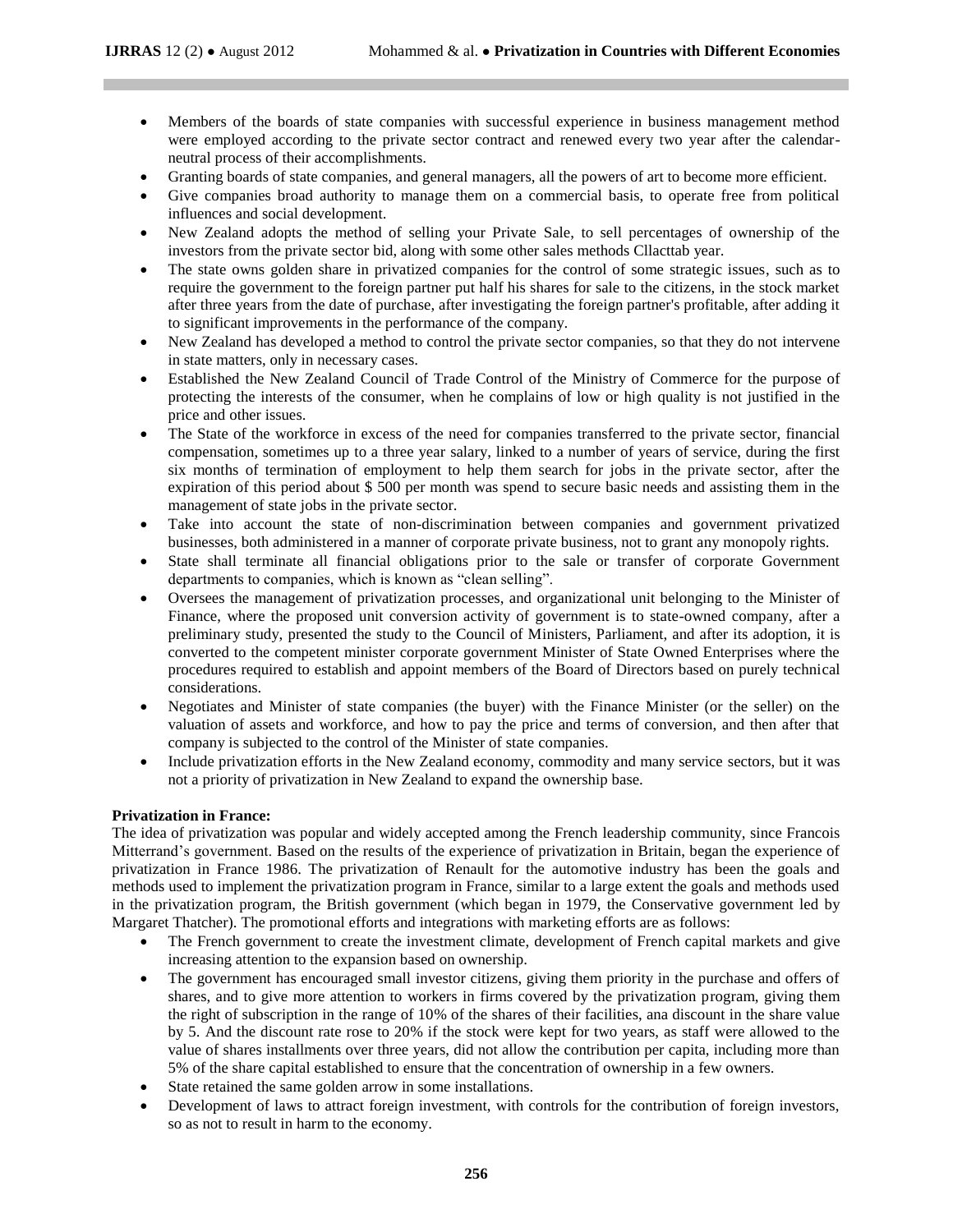- Members of the boards of state companies with successful experience in business management method were employed according to the private sector contract and renewed every two year after the calendar-neutral process of their accomplishments.
- Granting boards of state companies, and general managers, all the powers of art to become more efficient.
- Give companies broad authority to manage them on a commercial basis, to operate free from political influences and social development.
- New Zealand adopts the method of selling your Private Sale, to sell percentages of ownership of the investors from the private sector bid, along with some other sales methods Cllacttab year.
- The state owns golden share in privatized companies for the control of some strategic issues, such as to require the government to the foreign partner put half his shares for sale to the citizens, in the stock market after three years from the date of purchase, after investigating the foreign partner's profitable, after adding it to significant improvements in the performance of the company.
- New Zealand has developed a method to control the private sector companies, so that they do not intervene in state matters, only in necessary cases.
- Established the New Zealand Council of Trade Control of the Ministry of Commerce for the purpose of protecting the interests of the consumer, when he complains of low or high quality is not justified in the price and other issues.
- The State of the workforce in excess of the need for companies transferred to the private sector, financial compensation, sometimes up to a three year salary, linked to a number of years of service, during the first six months of termination of employment to help them search for jobs in the private sector, after the expiration of this period about $ 500 per month was spend to secure basic needs and assisting them in the management of state jobs in the private sector.
- Take into account the state of non-discrimination between companies and government privatized businesses, both administered in a manner of corporate private business, not to grant any monopoly rights.
- State shall terminate all financial obligations prior to the sale or transfer of corporate Government departments to companies, which is known as "clean selling".
- Oversees the management of privatization processes, and organizational unit belonging to the Minister of Finance, where the proposed unit conversion activity of government is to state-owned company, after a preliminary study, presented the study to the Council of Ministers, Parliament, and after its adoption, it is converted to the competent minister corporate government Minister of State Owned Enterprises where the procedures required to establish and appoint members of the Board of Directors based on purely technical considerations.
- Negotiates and Minister of state companies (the buyer) with the Finance Minister (or the seller) on the valuation of assets and workforce, and how to pay the price and terms of conversion, and then after that company is subjected to the control of the Minister of state companies.
- Include privatization efforts in the New Zealand economy, commodity and many service sectors, but it was not a priority of privatization in New Zealand to expand the ownership base.

**Privatization in France:**

The idea of privatization was popular and widely accepted among the French leadership community, since Francois Mitterrand's government. Based on the results of the experience of privatization in Britain, began the experience of privatization in France 1986. The privatization of Renault for the automotive industry has been the goals and methods used to implement the privatization program in France, similar to a large extent the goals and methods used in the privatization program, the British government (which began in 1979, the Conservative government led by Margaret Thatcher). The promotional efforts and integrations with marketing efforts are as follows:

- The French government to create the investment climate, development of French capital markets and give increasing attention to the expansion based on ownership.
- The government has encouraged small investor citizens, giving them priority in the purchase and offers of shares, and to give more attention to workers in firms covered by the privatization program, giving them the right of subscription in the range of 10% of the shares of their facilities, ana discount in the share value by 5. And the discount rate rose to 20% if the stock were kept for two years, as staff were allowed to the value of shares installments over three years, did not allow the contribution per capita, including more than 5% of the share capital established to ensure that the concentration of ownership in a few owners.
- State retained the same golden arrow in some installations.
- Development of laws to attract foreign investment, with controls for the contribution of foreign investors, so as not to result in harm to the economy.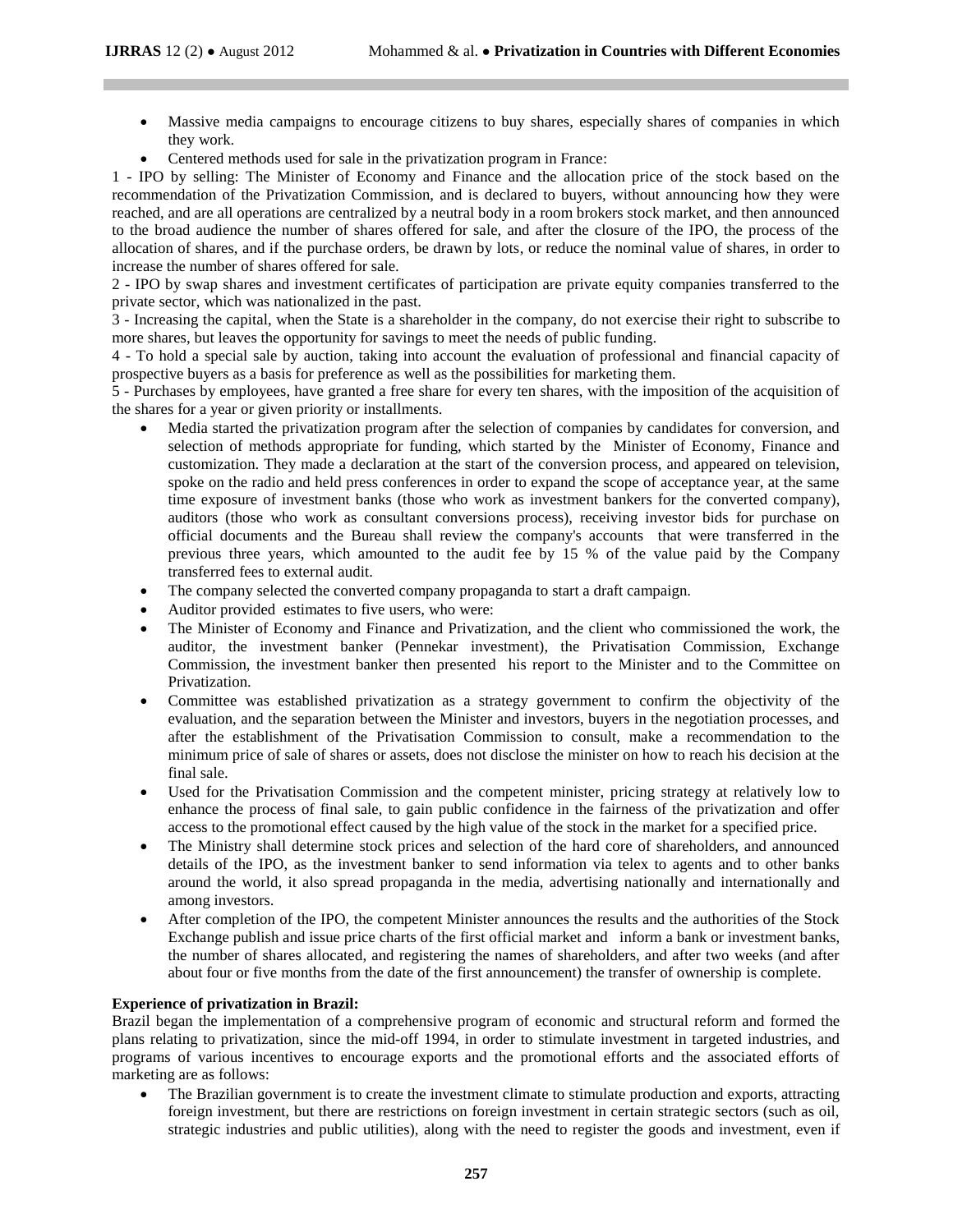- Massive media campaigns to encourage citizens to buy shares, especially shares of companies in which they work.
- Centered methods used for sale in the privatization program in France:

1 - IPO by selling: The Minister of Economy and Finance and the allocation price of the stock based on the recommendation of the Privatization Commission, and is declared to buyers, without announcing how they were reached, and are all operations are centralized by a neutral body in a room brokers stock market, and then announced to the broad audience the number of shares offered for sale, and after the closure of the IPO, the process of the allocation of shares, and if the purchase orders, be drawn by lots, or reduce the nominal value of shares, in order to increase the number of shares offered for sale.

2 - IPO by swap shares and investment certificates of participation are private equity companies transferred to the private sector, which was nationalized in the past.

3 - Increasing the capital, when the State is a shareholder in the company, do not exercise their right to subscribe to more shares, but leaves the opportunity for savings to meet the needs of public funding.

4 - To hold a special sale by auction, taking into account the evaluation of professional and financial capacity of prospective buyers as a basis for preference as well as the possibilities for marketing them.

5 - Purchases by employees, have granted a free share for every ten shares, with the imposition of the acquisition of the shares for a year or given priority or installments.

- Media started the privatization program after the selection of companies by candidates for conversion, and selection of methods appropriate for funding, which started by the Minister of Economy, Finance and customization. They made a declaration at the start of the conversion process, and appeared on television, spoke on the radio and held press conferences in order to expand the scope of acceptance year, at the same time exposure of investment banks (those who work as investment bankers for the converted company), auditors (those who work as consultant conversions process), receiving investor bids for purchase on official documents and the Bureau shall review the company's accounts that were transferred in the previous three years, which amounted to the audit fee by 15 % of the value paid by the Company transferred fees to external audit.
- The company selected the converted company propaganda to start a draft campaign.
- Auditor provided estimates to five users, who were:
- The Minister of Economy and Finance and Privatization, and the client who commissioned the work, the auditor, the investment banker (Pennekar investment), the Privatisation Commission, Exchange Commission, the investment banker then presented his report to the Minister and to the Committee on Privatization.
- Committee was established privatization as a strategy government to confirm the objectivity of the evaluation, and the separation between the Minister and investors, buyers in the negotiation processes, and after the establishment of the Privatisation Commission to consult, make a recommendation to the minimum price of sale of shares or assets, does not disclose the minister on how to reach his decision at the final sale.
- Used for the Privatisation Commission and the competent minister, pricing strategy at relatively low to enhance the process of final sale, to gain public confidence in the fairness of the privatization and offer access to the promotional effect caused by the high value of the stock in the market for a specified price.
- The Ministry shall determine stock prices and selection of the hard core of shareholders, and announced details of the IPO, as the investment banker to send information via telex to agents and to other banks around the world, it also spread propaganda in the media, advertising nationally and internationally and among investors.
- After completion of the IPO, the competent Minister announces the results and the authorities of the Stock Exchange publish and issue price charts of the first official market and inform a bank or investment banks, the number of shares allocated, and registering the names of shareholders, and after two weeks (and after about four or five months from the date of the first announcement) the transfer of ownership is complete.

**Experience of privatization in Brazil:**

Brazil began the implementation of a comprehensive program of economic and structural reform and formed the plans relating to privatization, since the mid-off 1994, in order to stimulate investment in targeted industries, and programs of various incentives to encourage exports and the promotional efforts and the associated efforts of marketing are as follows:

- The Brazilian government is to create the investment climate to stimulate production and exports, attracting foreign investment, but there are restrictions on foreign investment in certain strategic sectors (such as oil, strategic industries and public utilities), along with the need to register the goods and investment, even if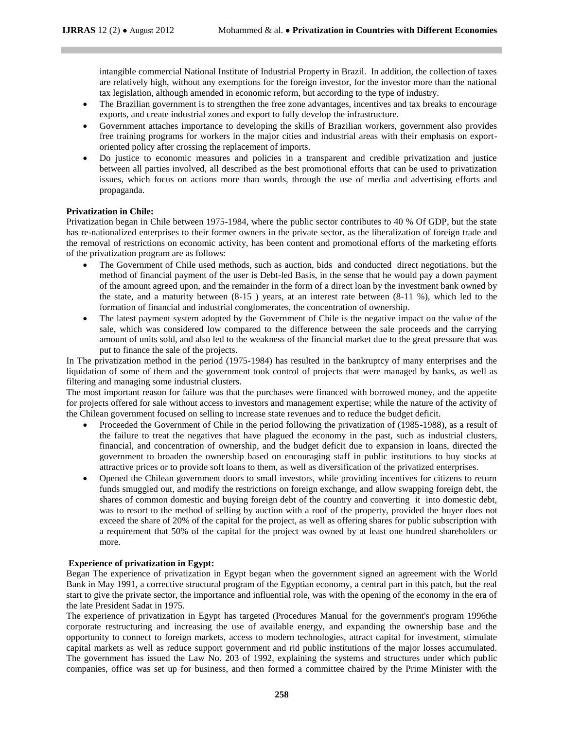intangible commercial National Institute of Industrial Property in Brazil. In addition, the collection of taxes are relatively high, without any exemptions for the foreign investor, for the investor more than the national tax legislation, although amended in economic reform, but according to the type of industry.

- The Brazilian government is to strengthen the free zone advantages, incentives and tax breaks to encourage exports, and create industrial zones and export to fully develop the infrastructure.
- Government attaches importance to developing the skills of Brazilian workers, government also provides free training programs for workers in the major cities and industrial areas with their emphasis on export-oriented policy after crossing the replacement of imports.
- Do justice to economic measures and policies in a transparent and credible privatization and justice between all parties involved, all described as the best promotional efforts that can be used to privatization issues, which focus on actions more than words, through the use of media and advertising efforts and propaganda.

**Privatization in Chile:**

Privatization began in Chile between 1975-1984, where the public sector contributes to 40 % Of GDP, but the state has re-nationalized enterprises to their former owners in the private sector, as the liberalization of foreign trade and the removal of restrictions on economic activity, has been content and promotional efforts of the marketing efforts of the privatization program are as follows:

- The Government of Chile used methods, such as auction, bids and conducted direct negotiations, but the method of financial payment of the user is Debt-led Basis, in the sense that he would pay a down payment of the amount agreed upon, and the remainder in the form of a direct loan by the investment bank owned by the state, and a maturity between (8-15 ) years, at an interest rate between (8-11 %), which led to the formation of financial and industrial conglomerates, the concentration of ownership.
- The latest payment system adopted by the Government of Chile is the negative impact on the value of the sale, which was considered low compared to the difference between the sale proceeds and the carrying amount of units sold, and also led to the weakness of the financial market due to the great pressure that was put to finance the sale of the projects.

In The privatization method in the period (1975-1984) has resulted in the bankruptcy of many enterprises and the liquidation of some of them and the government took control of projects that were managed by banks, as well as filtering and managing some industrial clusters.

The most important reason for failure was that the purchases were financed with borrowed money, and the appetite for projects offered for sale without access to investors and management expertise; while the nature of the activity of the Chilean government focused on selling to increase state revenues and to reduce the budget deficit.

- Proceeded the Government of Chile in the period following the privatization of (1985-1988), as a result of the failure to treat the negatives that have plagued the economy in the past, such as industrial clusters, financial, and concentration of ownership, and the budget deficit due to expansion in loans, directed the government to broaden the ownership based on encouraging staff in public institutions to buy stocks at attractive prices or to provide soft loans to them, as well as diversification of the privatized enterprises.
- Opened the Chilean government doors to small investors, while providing incentives for citizens to return funds smuggled out, and modify the restrictions on foreign exchange, and allow swapping foreign debt, the shares of common domestic and buying foreign debt of the country and converting it into domestic debt, was to resort to the method of selling by auction with a roof of the property, provided the buyer does not exceed the share of 20% of the capital for the project, as well as offering shares for public subscription with a requirement that 50% of the capital for the project was owned by at least one hundred shareholders or more.

**Experience of privatization in Egypt:**

Began The experience of privatization in Egypt began when the government signed an agreement with the World Bank in May 1991, a corrective structural program of the Egyptian economy, a central part in this patch, but the real start to give the private sector, the importance and influential role, was with the opening of the economy in the era of the late President Sadat in 1975.

The experience of privatization in Egypt has targeted (Procedures Manual for the government's program 1996the corporate restructuring and increasing the use of available energy, and expanding the ownership base and the opportunity to connect to foreign markets, access to modern technologies, attract capital for investment, stimulate capital markets as well as reduce support government and rid public institutions of the major losses accumulated. The government has issued the Law No. 203 of 1992, explaining the systems and structures under which public companies, office was set up for business, and then formed a committee chaired by the Prime Minister with the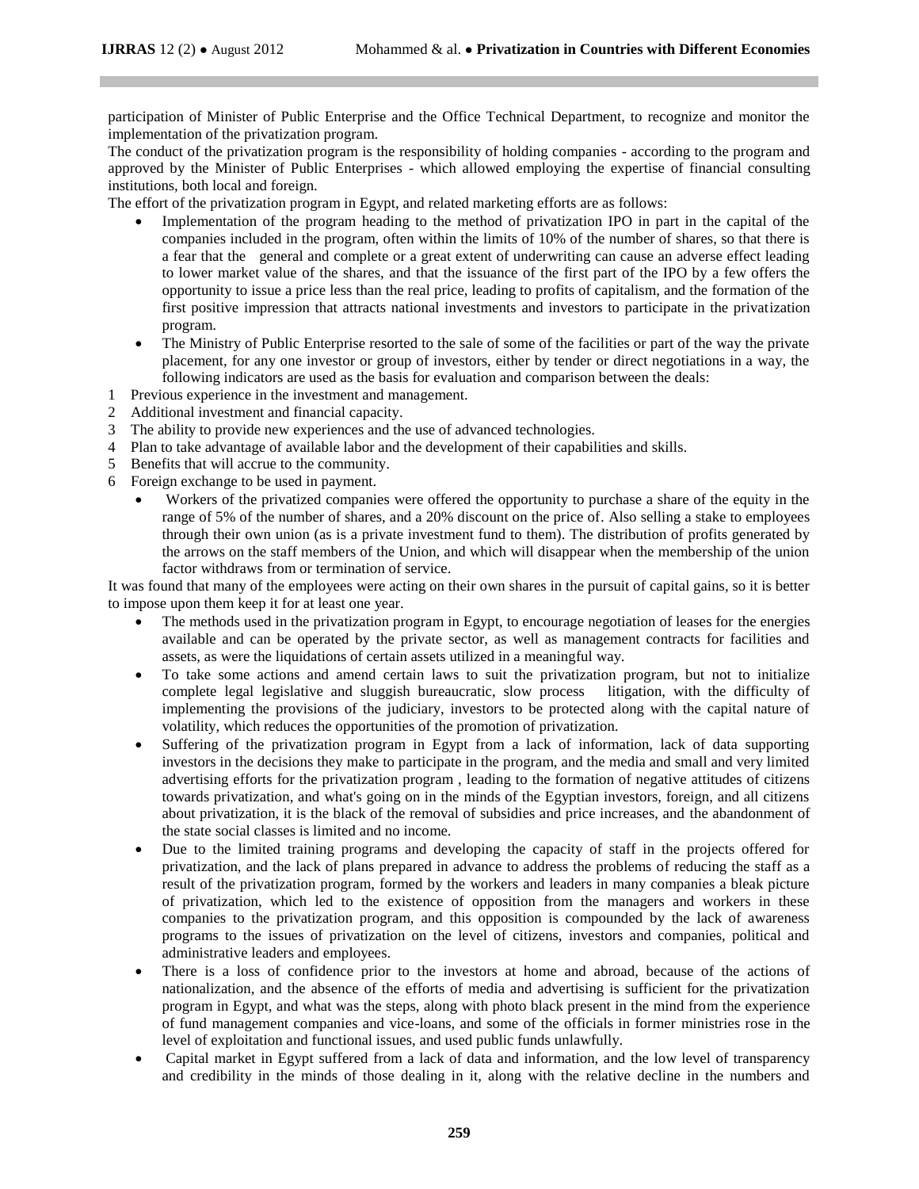participation of Minister of Public Enterprise and the Office Technical Department, to recognize and monitor the implementation of the privatization program.

The conduct of the privatization program is the responsibility of holding companies - according to the program and approved by the Minister of Public Enterprises - which allowed employing the expertise of financial consulting institutions, both local and foreign.

The effort of the privatization program in Egypt, and related marketing efforts are as follows:

- Implementation of the program heading to the method of privatization IPO in part in the capital of the companies included in the program, often within the limits of 10% of the number of shares, so that there is a fear that the general and complete or a great extent of underwriting can cause an adverse effect leading to lower market value of the shares, and that the issuance of the first part of the IPO by a few offers the opportunity to issue a price less than the real price, leading to profits of capitalism, and the formation of the first positive impression that attracts national investments and investors to participate in the privatization program.
- The Ministry of Public Enterprise resorted to the sale of some of the facilities or part of the way the private placement, for any one investor or group of investors, either by tender or direct negotiations in a way, the following indicators are used as the basis for evaluation and comparison between the deals:

1. Previous experience in the investment and management.
2. Additional investment and financial capacity.
3. The ability to provide new experiences and the use of advanced technologies.
4. Plan to take advantage of available labor and the development of their capabilities and skills.
5. Benefits that will accrue to the community.
6. Foreign exchange to be used in payment.

- Workers of the privatized companies were offered the opportunity to purchase a share of the equity in the range of 5% of the number of shares, and a 20% discount on the price of. Also selling a stake to employees through their own union (as is a private investment fund to them). The distribution of profits generated by the arrows on the staff members of the Union, and which will disappear when the membership of the union factor withdraws from or termination of service.

It was found that many of the employees were acting on their own shares in the pursuit of capital gains, so it is better to impose upon them keep it for at least one year.

- The methods used in the privatization program in Egypt, to encourage negotiation of leases for the energies available and can be operated by the private sector, as well as management contracts for facilities and assets, as were the liquidations of certain assets utilized in a meaningful way.
- To take some actions and amend certain laws to suit the privatization program, but not to initialize complete legal legislative and sluggish bureaucratic, slow process litigation, with the difficulty of implementing the provisions of the judiciary, investors to be protected along with the capital nature of volatility, which reduces the opportunities of the promotion of privatization.
- Suffering of the privatization program in Egypt from a lack of information, lack of data supporting investors in the decisions they make to participate in the program, and the media and small and very limited advertising efforts for the privatization program , leading to the formation of negative attitudes of citizens towards privatization, and what's going on in the minds of the Egyptian investors, foreign, and all citizens about privatization, it is the black of the removal of subsidies and price increases, and the abandonment of the state social classes is limited and no income.
- Due to the limited training programs and developing the capacity of staff in the projects offered for privatization, and the lack of plans prepared in advance to address the problems of reducing the staff as a result of the privatization program, formed by the workers and leaders in many companies a bleak picture of privatization, which led to the existence of opposition from the managers and workers in these companies to the privatization program, and this opposition is compounded by the lack of awareness programs to the issues of privatization on the level of citizens, investors and companies, political and administrative leaders and employees.
- There is a loss of confidence prior to the investors at home and abroad, because of the actions of nationalization, and the absence of the efforts of media and advertising is sufficient for the privatization program in Egypt, and what was the steps, along with photo black present in the mind from the experience of fund management companies and vice-loans, and some of the officials in former ministries rose in the level of exploitation and functional issues, and used public funds unlawfully.
- Capital market in Egypt suffered from a lack of data and information, and the low level of transparency and credibility in the minds of those dealing in it, along with the relative decline in the numbers and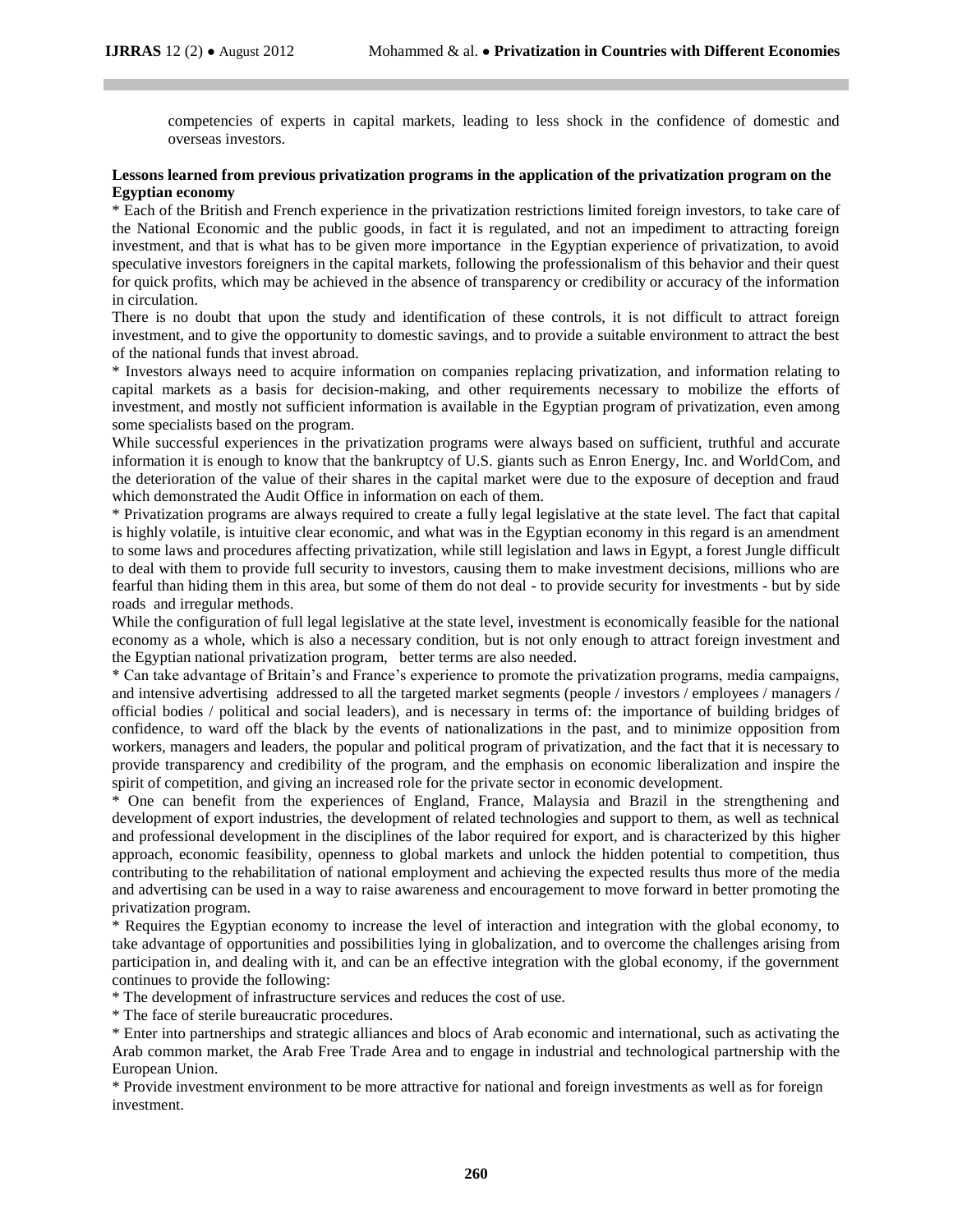competencies of experts in capital markets, leading to less shock in the confidence of domestic and overseas investors.

**Lessons learned from previous privatization programs in the application of the privatization program on the Egyptian economy**

* Each of the British and French experience in the privatization restrictions limited foreign investors, to take care of the National Economic and the public goods, in fact it is regulated, and not an impediment to attracting foreign investment, and that is what has to be given more importance in the Egyptian experience of privatization, to avoid speculative investors foreigners in the capital markets, following the professionalism of this behavior and their quest for quick profits, which may be achieved in the absence of transparency or credibility or accuracy of the information in circulation.

There is no doubt that upon the study and identification of these controls, it is not difficult to attract foreign investment, and to give the opportunity to domestic savings, and to provide a suitable environment to attract the best of the national funds that invest abroad.

* Investors always need to acquire information on companies replacing privatization, and information relating to capital markets as a basis for decision-making, and other requirements necessary to mobilize the efforts of investment, and mostly not sufficient information is available in the Egyptian program of privatization, even among some specialists based on the program.

While successful experiences in the privatization programs were always based on sufficient, truthful and accurate information it is enough to know that the bankruptcy of U.S. giants such as Enron Energy, Inc. and WorldCom, and the deterioration of the value of their shares in the capital market were due to the exposure of deception and fraud which demonstrated the Audit Office in information on each of them.

* Privatization programs are always required to create a fully legal legislative at the state level. The fact that capital is highly volatile, is intuitive clear economic, and what was in the Egyptian economy in this regard is an amendment to some laws and procedures affecting privatization, while still legislation and laws in Egypt, a forest Jungle difficult to deal with them to provide full security to investors, causing them to make investment decisions, millions who are fearful than hiding them in this area, but some of them do not deal - to provide security for investments - but by side roads and irregular methods.

While the configuration of full legal legislative at the state level, investment is economically feasible for the national economy as a whole, which is also a necessary condition, but is not only enough to attract foreign investment and the Egyptian national privatization program, better terms are also needed.

* Can take advantage of Britain's and France's experience to promote the privatization programs, media campaigns, and intensive advertising addressed to all the targeted market segments (people / investors / employees / managers / official bodies / political and social leaders), and is necessary in terms of: the importance of building bridges of confidence, to ward off the black by the events of nationalizations in the past, and to minimize opposition from workers, managers and leaders, the popular and political program of privatization, and the fact that it is necessary to provide transparency and credibility of the program, and the emphasis on economic liberalization and inspire the spirit of competition, and giving an increased role for the private sector in economic development.

* One can benefit from the experiences of England, France, Malaysia and Brazil in the strengthening and development of export industries, the development of related technologies and support to them, as well as technical and professional development in the disciplines of the labor required for export, and is characterized by this higher approach, economic feasibility, openness to global markets and unlock the hidden potential to competition, thus contributing to the rehabilitation of national employment and achieving the expected results thus more of the media and advertising can be used in a way to raise awareness and encouragement to move forward in better promoting the privatization program.

* Requires the Egyptian economy to increase the level of interaction and integration with the global economy, to take advantage of opportunities and possibilities lying in globalization, and to overcome the challenges arising from participation in, and dealing with it, and can be an effective integration with the global economy, if the government continues to provide the following:

* The development of infrastructure services and reduces the cost of use.

* The face of sterile bureaucratic procedures.

* Enter into partnerships and strategic alliances and blocs of Arab economic and international, such as activating the Arab common market, the Arab Free Trade Area and to engage in industrial and technological partnership with the European Union.

* Provide investment environment to be more attractive for national and foreign investments as well as for foreign investment.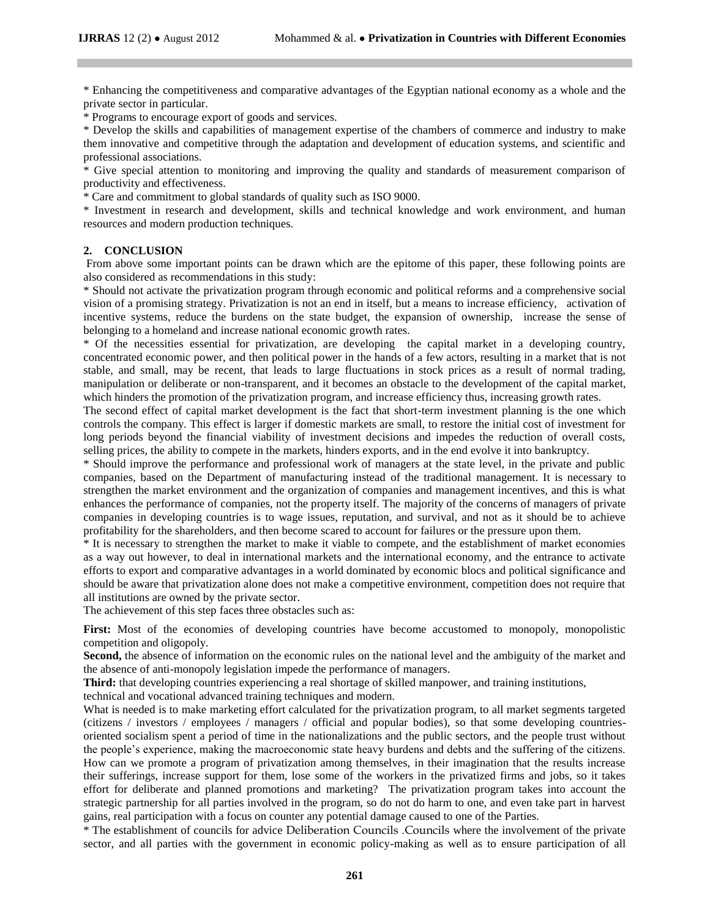* Enhancing the competitiveness and comparative advantages of the Egyptian national economy as a whole and the private sector in particular.

* Programs to encourage export of goods and services.

* Develop the skills and capabilities of management expertise of the chambers of commerce and industry to make them innovative and competitive through the adaptation and development of education systems, and scientific and professional associations.

* Give special attention to monitoring and improving the quality and standards of measurement comparison of productivity and effectiveness.

* Care and commitment to global standards of quality such as ISO 9000.

* Investment in research and development, skills and technical knowledge and work environment, and human resources and modern production techniques.

## 2. CONCLUSION

From above some important points can be drawn which are the epitome of this paper, these following points are also considered as recommendations in this study:

* Should not activate the privatization program through economic and political reforms and a comprehensive social vision of a promising strategy. Privatization is not an end in itself, but a means to increase efficiency, activation of incentive systems, reduce the burdens on the state budget, the expansion of ownership, increase the sense of belonging to a homeland and increase national economic growth rates.

* Of the necessities essential for privatization, are developing the capital market in a developing country, concentrated economic power, and then political power in the hands of a few actors, resulting in a market that is not stable, and small, may be recent, that leads to large fluctuations in stock prices as a result of normal trading, manipulation or deliberate or non-transparent, and it becomes an obstacle to the development of the capital market, which hinders the promotion of the privatization program, and increase efficiency thus, increasing growth rates.

The second effect of capital market development is the fact that short-term investment planning is the one which controls the company. This effect is larger if domestic markets are small, to restore the initial cost of investment for long periods beyond the financial viability of investment decisions and impedes the reduction of overall costs, selling prices, the ability to compete in the markets, hinders exports, and in the end evolve it into bankruptcy.

* Should improve the performance and professional work of managers at the state level, in the private and public companies, based on the Department of manufacturing instead of the traditional management. It is necessary to strengthen the market environment and the organization of companies and management incentives, and this is what enhances the performance of companies, not the property itself. The majority of the concerns of managers of private companies in developing countries is to wage issues, reputation, and survival, and not as it should be to achieve profitability for the shareholders, and then become scared to account for failures or the pressure upon them.

* It is necessary to strengthen the market to make it viable to compete, and the establishment of market economies as a way out however, to deal in international markets and the international economy, and the entrance to activate efforts to export and comparative advantages in a world dominated by economic blocs and political significance and should be aware that privatization alone does not make a competitive environment, competition does not require that all institutions are owned by the private sector.

The achievement of this step faces three obstacles such as:

**First:** Most of the economies of developing countries have become accustomed to monopoly, monopolistic competition and oligopoly.

**Second,** the absence of information on the economic rules on the national level and the ambiguity of the market and the absence of anti-monopoly legislation impede the performance of managers.

**Third:** that developing countries experiencing a real shortage of skilled manpower, and training institutions, technical and vocational advanced training techniques and modern.

What is needed is to make marketing effort calculated for the privatization program, to all market segments targeted (citizens / investors / employees / managers / official and popular bodies), so that some developing countries-oriented socialism spent a period of time in the nationalizations and the public sectors, and the people trust without the people's experience, making the macroeconomic state heavy burdens and debts and the suffering of the citizens. How can we promote a program of privatization among themselves, in their imagination that the results increase their sufferings, increase support for them, lose some of the workers in the privatized firms and jobs, so it takes effort for deliberate and planned promotions and marketing? The privatization program takes into account the strategic partnership for all parties involved in the program, so do not do harm to one, and even take part in harvest gains, real participation with a focus on counter any potential damage caused to one of the Parties.

* The establishment of councils for advice Deliberation Councils .Councils where the involvement of the private sector, and all parties with the government in economic policy-making as well as to ensure participation of all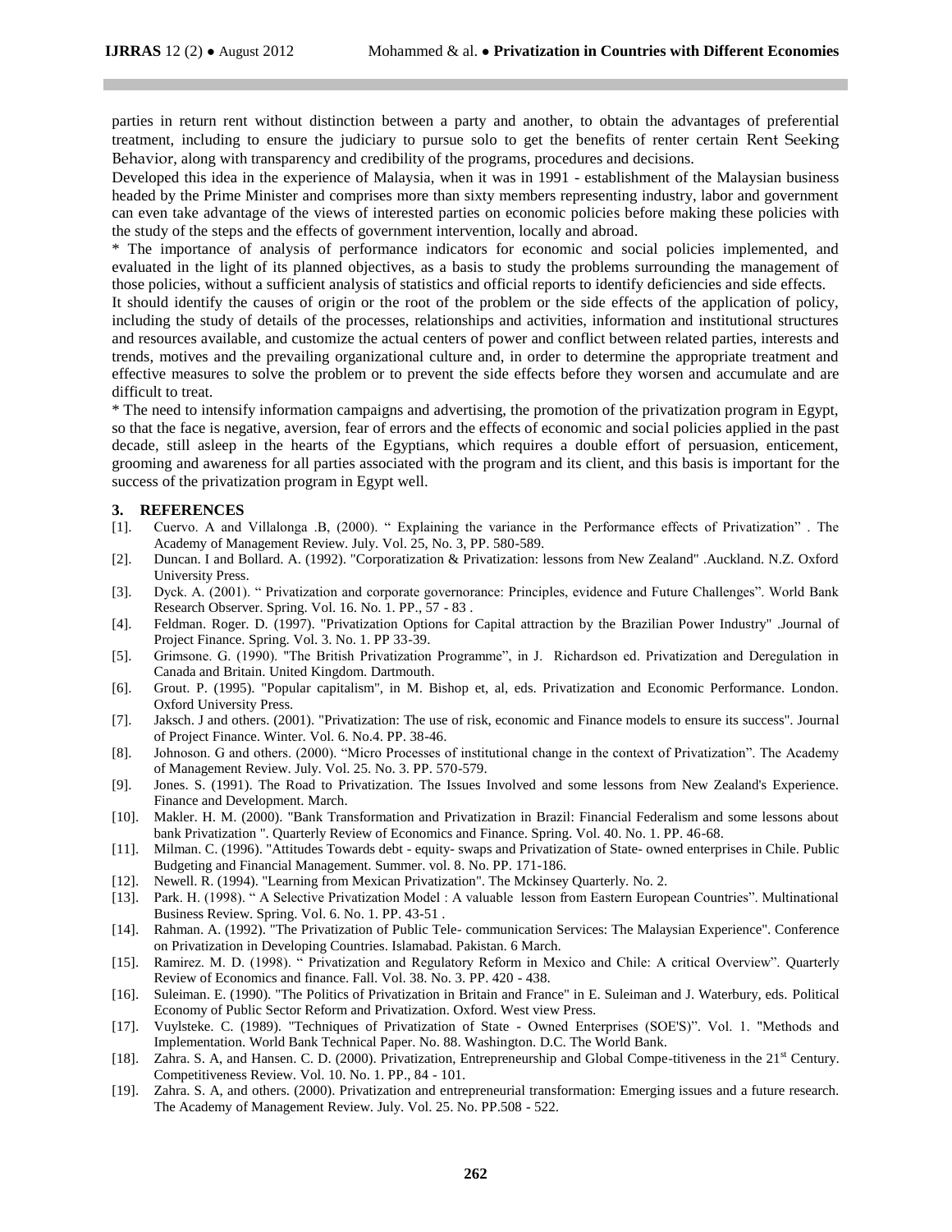parties in return rent without distinction between a party and another, to obtain the advantages of preferential treatment, including to ensure the judiciary to pursue solo to get the benefits of renter certain Rent Seeking Behavior, along with transparency and credibility of the programs, procedures and decisions.

Developed this idea in the experience of Malaysia, when it was in 1991 - establishment of the Malaysian business headed by the Prime Minister and comprises more than sixty members representing industry, labor and government can even take advantage of the views of interested parties on economic policies before making these policies with the study of the steps and the effects of government intervention, locally and abroad.

* The importance of analysis of performance indicators for economic and social policies implemented, and evaluated in the light of its planned objectives, as a basis to study the problems surrounding the management of those policies, without a sufficient analysis of statistics and official reports to identify deficiencies and side effects.

It should identify the causes of origin or the root of the problem or the side effects of the application of policy, including the study of details of the processes, relationships and activities, information and institutional structures and resources available, and customize the actual centers of power and conflict between related parties, interests and trends, motives and the prevailing organizational culture and, in order to determine the appropriate treatment and effective measures to solve the problem or to prevent the side effects before they worsen and accumulate and are difficult to treat.

* The need to intensify information campaigns and advertising, the promotion of the privatization program in Egypt, so that the face is negative, aversion, fear of errors and the effects of economic and social policies applied in the past decade, still asleep in the hearts of the Egyptians, which requires a double effort of persuasion, enticement, grooming and awareness for all parties associated with the program and its client, and this basis is important for the success of the privatization program in Egypt well.

## 3. REFERENCES

[1]. Cuervo. A and Villalonga .B, (2000). " Explaining the variance in the Performance effects of Privatization" . The Academy of Management Review. July. Vol. 25, No. 3, PP. 580-589.

[2]. Duncan. I and Bollard. A. (1992). "Corporatization & Privatization: lessons from New Zealand" .Auckland. N.Z. Oxford University Press.

[3]. Dyck. A. (2001). " Privatization and corporate governorance: Principles, evidence and Future Challenges". World Bank Research Observer. Spring. Vol. 16. No. 1. PP., 57 - 83 .

[4]. Feldman. Roger. D. (1997). "Privatization Options for Capital attraction by the Brazilian Power Industry" .Journal of Project Finance. Spring. Vol. 3. No. 1. PP 33-39.

[5]. Grimsone. G. (1990). "The British Privatization Programme", in J. Richardson ed. Privatization and Deregulation in Canada and Britain. United Kingdom. Dartmouth.

[6]. Grout. P. (1995). "Popular capitalism", in M. Bishop et, al, eds. Privatization and Economic Performance. London. Oxford University Press.

[7]. Jaksch. J and others. (2001). "Privatization: The use of risk, economic and Finance models to ensure its success". Journal of Project Finance. Winter. Vol. 6. No.4. PP. 38-46.

[8]. Johnoson. G and others. (2000). "Micro Processes of institutional change in the context of Privatization". The Academy of Management Review. July. Vol. 25. No. 3. PP. 570-579.

[9]. Jones. S. (1991). The Road to Privatization. The Issues Involved and some lessons from New Zealand's Experience. Finance and Development. March.

[10]. Makler. H. M. (2000). "Bank Transformation and Privatization in Brazil: Financial Federalism and some lessons about bank Privatization ". Quarterly Review of Economics and Finance. Spring. Vol. 40. No. 1. PP. 46-68.

[11]. Milman. C. (1996). "Attitudes Towards debt - equity- swaps and Privatization of State- owned enterprises in Chile. Public Budgeting and Financial Management. Summer. vol. 8. No. PP. 171-186.

[12]. Newell. R. (1994). "Learning from Mexican Privatization". The Mckinsey Quarterly. No. 2.

[13]. Park. H. (1998). " A Selective Privatization Model : A valuable lesson from Eastern European Countries". Multinational Business Review. Spring. Vol. 6. No. 1. PP. 43-51 .

[14]. Rahman. A. (1992). "The Privatization of Public Tele- communication Services: The Malaysian Experience". Conference on Privatization in Developing Countries. Islamabad. Pakistan. 6 March.

[15]. Ramirez. M. D. (1998). " Privatization and Regulatory Reform in Mexico and Chile: A critical Overview". Quarterly Review of Economics and finance. Fall. Vol. 38. No. 3. PP. 420 - 438.

[16]. Suleiman. E. (1990). "The Politics of Privatization in Britain and France" in E. Suleiman and J. Waterbury, eds. Political Economy of Public Sector Reform and Privatization. Oxford. West view Press.

[17]. Vuylsteke. C. (1989). "Techniques of Privatization of State - Owned Enterprises (SOE'S)". Vol. 1. "Methods and Implementation. World Bank Technical Paper. No. 88. Washington. D.C. The World Bank.

[18]. Zahra. S. A, and Hansen. C. D. (2000). Privatization, Entrepreneurship and Global Compe-titiveness in the 21st Century. Competitiveness Review. Vol. 10. No. 1. PP., 84 - 101.

[19]. Zahra. S. A, and others. (2000). Privatization and entrepreneurial transformation: Emerging issues and a future research. The Academy of Management Review. July. Vol. 25. No. PP.508 - 522.